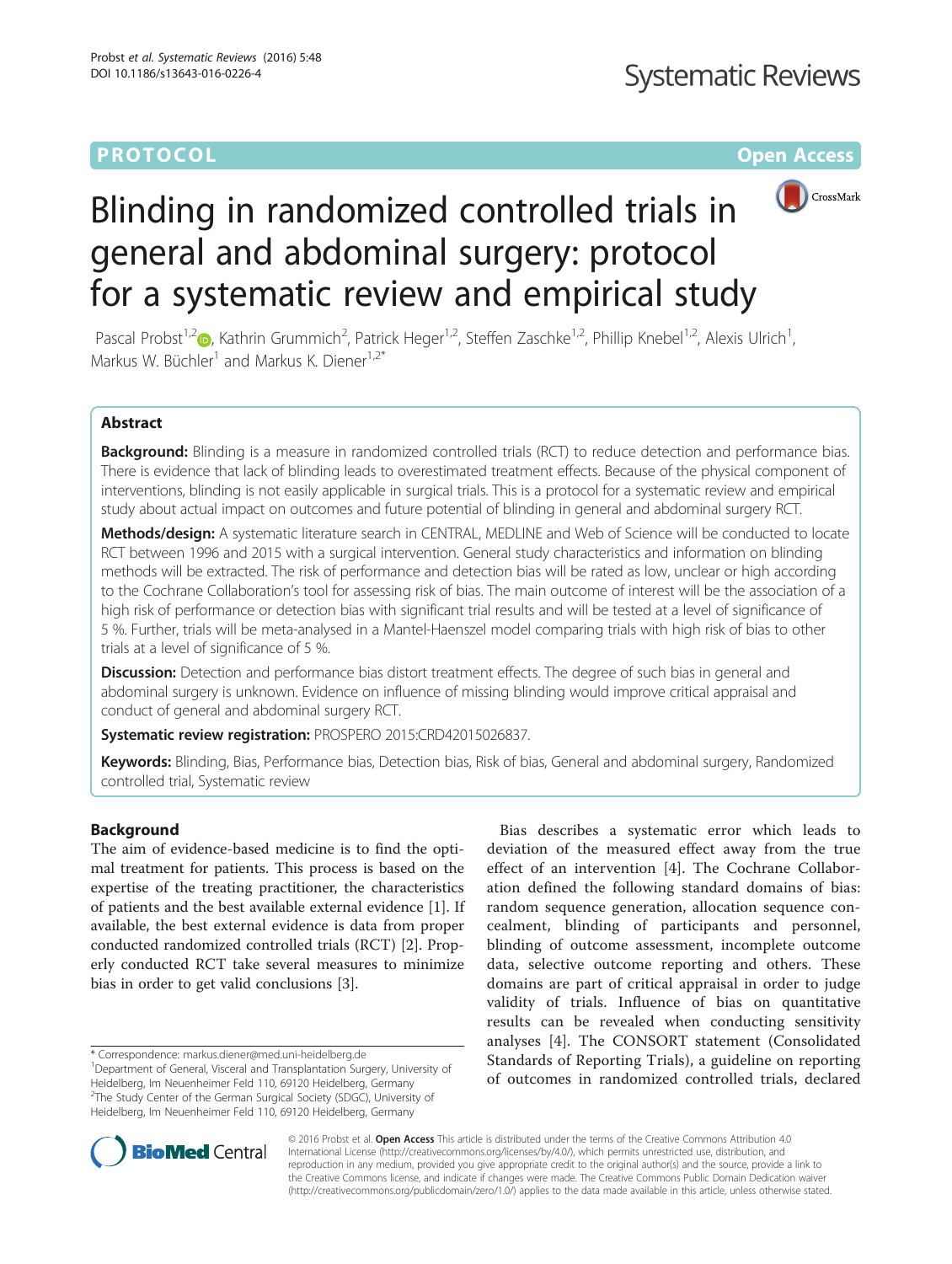PROTOCOL Open Access

# Blinding in randomized controlled trials in general and abdominal surgery: protocol for a systematic review and empirical study

Pascal Probst[1,2], Kathrin Grummich[2], Patrick Heger[1,2], Steffen Zaschke[1,2], Phillip Knebel[1,2], Alexis Ulrich[1], Markus W. Büchler[1] and Markus K. Diener[1,2*]

## Abstract

**Background:** Blinding is a measure in randomized controlled trials (RCT) to reduce detection and performance bias. There is evidence that lack of blinding leads to overestimated treatment effects. Because of the physical component of interventions, blinding is not easily applicable in surgical trials. This is a protocol for a systematic review and empirical study about actual impact on outcomes and future potential of blinding in general and abdominal surgery RCT.

**Methods/design:** A systematic literature search in CENTRAL, MEDLINE and Web of Science will be conducted to locate RCT between 1996 and 2015 with a surgical intervention. General study characteristics and information on blinding methods will be extracted. The risk of performance and detection bias will be rated as low, unclear or high according to the Cochrane Collaboration's tool for assessing risk of bias. The main outcome of interest will be the association of a high risk of performance or detection bias with significant trial results and will be tested at a level of significance of 5 %. Further, trials will be meta-analysed in a Mantel-Haenszel model comparing trials with high risk of bias to other trials at a level of significance of 5 %.

**Discussion:** Detection and performance bias distort treatment effects. The degree of such bias in general and abdominal surgery is unknown. Evidence on influence of missing blinding would improve critical appraisal and conduct of general and abdominal surgery RCT.

**Systematic review registration:** PROSPERO 2015:CRD42015026837.

**Keywords:** Blinding, Bias, Performance bias, Detection bias, Risk of bias, General and abdominal surgery, Randomized controlled trial, Systematic review

## Background

The aim of evidence-based medicine is to find the optimal treatment for patients. This process is based on the expertise of the treating practitioner, the characteristics of patients and the best available external evidence [1]. If available, the best external evidence is data from proper conducted randomized controlled trials (RCT) [2]. Properly conducted RCT take several measures to minimize bias in order to get valid conclusions [3].

Bias describes a systematic error which leads to deviation of the measured effect away from the true effect of an intervention [4]. The Cochrane Collaboration defined the following standard domains of bias: random sequence generation, allocation sequence concealment, blinding of participants and personnel, blinding of outcome assessment, incomplete outcome data, selective outcome reporting and others. These domains are part of critical appraisal in order to judge validity of trials. Influence of bias on quantitative results can be revealed when conducting sensitivity analyses [4]. The CONSORT statement (Consolidated Standards of Reporting Trials), a guideline on reporting of outcomes in randomized controlled trials, declared

\* Correspondence: markus.diener@med.uni-heidelberg.de
[1]Department of General, Visceral and Transplantation Surgery, University of Heidelberg, Im Neuenheimer Feld 110, 69120 Heidelberg, Germany
[2]The Study Center of the German Surgical Society (SDGC), University of Heidelberg, Im Neuenheimer Feld 110, 69120 Heidelberg, Germany

© 2016 Probst et al. **Open Access** This article is distributed under the terms of the Creative Commons Attribution 4.0 International License (http://creativecommons.org/licenses/by/4.0/), which permits unrestricted use, distribution, and reproduction in any medium, provided you give appropriate credit to the original author(s) and the source, provide a link to the Creative Commons license, and indicate if changes were made. The Creative Commons Public Domain Dedication waiver (http://creativecommons.org/publicdomain/zero/1.0/) applies to the data made available in this article, unless otherwise stated.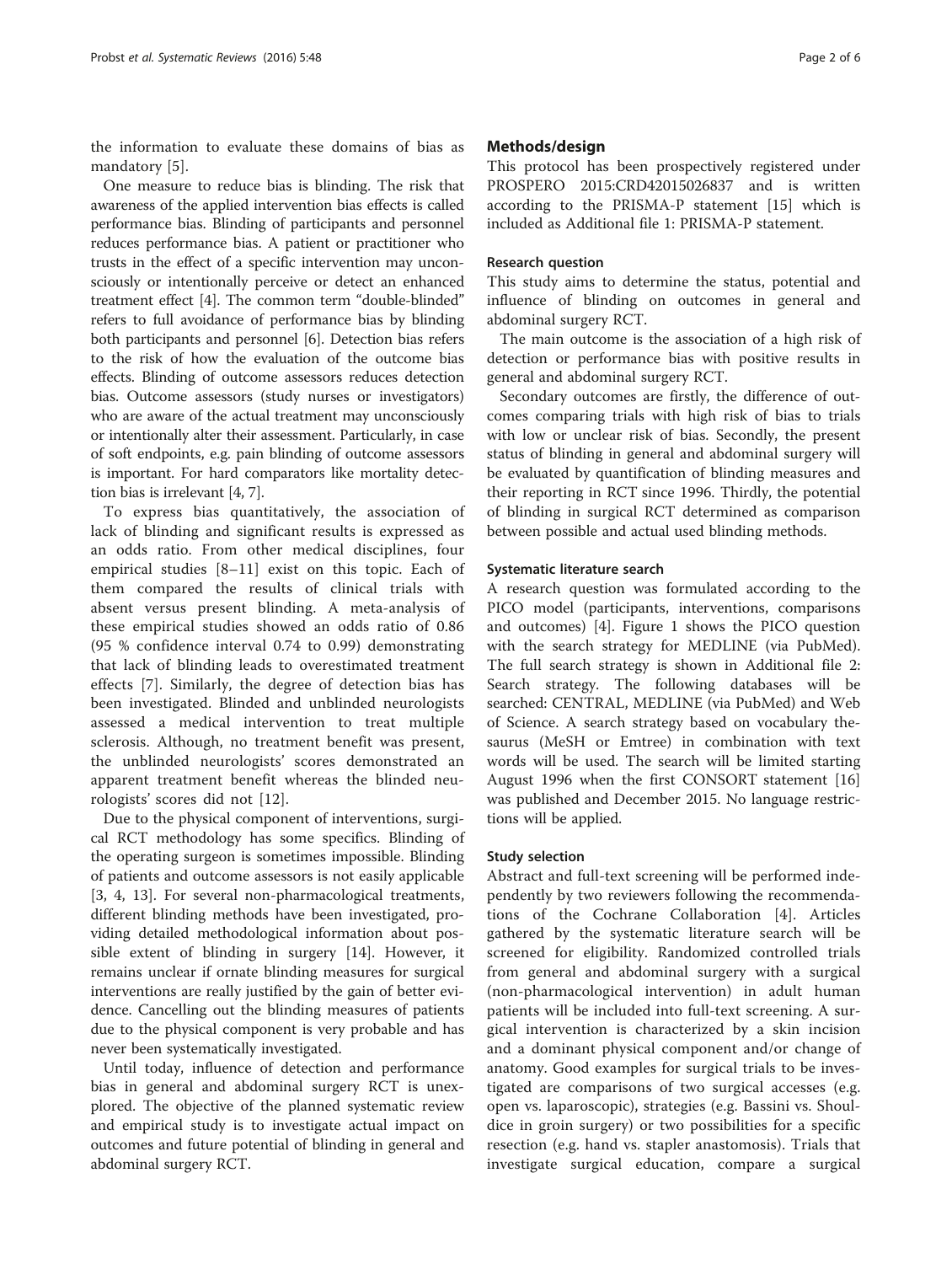the information to evaluate these domains of bias as mandatory [5].

One measure to reduce bias is blinding. The risk that awareness of the applied intervention bias effects is called performance bias. Blinding of participants and personnel reduces performance bias. A patient or practitioner who trusts in the effect of a specific intervention may unconsciously or intentionally perceive or detect an enhanced treatment effect [4]. The common term "double-blinded" refers to full avoidance of performance bias by blinding both participants and personnel [6]. Detection bias refers to the risk of how the evaluation of the outcome bias effects. Blinding of outcome assessors reduces detection bias. Outcome assessors (study nurses or investigators) who are aware of the actual treatment may unconsciously or intentionally alter their assessment. Particularly, in case of soft endpoints, e.g. pain blinding of outcome assessors is important. For hard comparators like mortality detection bias is irrelevant [4, 7].

To express bias quantitatively, the association of lack of blinding and significant results is expressed as an odds ratio. From other medical disciplines, four empirical studies [8–11] exist on this topic. Each of them compared the results of clinical trials with absent versus present blinding. A meta-analysis of these empirical studies showed an odds ratio of 0.86 (95 % confidence interval 0.74 to 0.99) demonstrating that lack of blinding leads to overestimated treatment effects [7]. Similarly, the degree of detection bias has been investigated. Blinded and unblinded neurologists assessed a medical intervention to treat multiple sclerosis. Although, no treatment benefit was present, the unblinded neurologists' scores demonstrated an apparent treatment benefit whereas the blinded neurologists' scores did not [12].

Due to the physical component of interventions, surgical RCT methodology has some specifics. Blinding of the operating surgeon is sometimes impossible. Blinding of patients and outcome assessors is not easily applicable [3, 4, 13]. For several non-pharmacological treatments, different blinding methods have been investigated, providing detailed methodological information about possible extent of blinding in surgery [14]. However, it remains unclear if ornate blinding measures for surgical interventions are really justified by the gain of better evidence. Cancelling out the blinding measures of patients due to the physical component is very probable and has never been systematically investigated.

Until today, influence of detection and performance bias in general and abdominal surgery RCT is unexplored. The objective of the planned systematic review and empirical study is to investigate actual impact on outcomes and future potential of blinding in general and abdominal surgery RCT.

## Methods/design

This protocol has been prospectively registered under PROSPERO 2015:CRD42015026837 and is written according to the PRISMA-P statement [15] which is included as Additional file 1: PRISMA-P statement.

### Research question

This study aims to determine the status, potential and influence of blinding on outcomes in general and abdominal surgery RCT.

The main outcome is the association of a high risk of detection or performance bias with positive results in general and abdominal surgery RCT.

Secondary outcomes are firstly, the difference of outcomes comparing trials with high risk of bias to trials with low or unclear risk of bias. Secondly, the present status of blinding in general and abdominal surgery will be evaluated by quantification of blinding measures and their reporting in RCT since 1996. Thirdly, the potential of blinding in surgical RCT determined as comparison between possible and actual used blinding methods.

### Systematic literature search

A research question was formulated according to the PICO model (participants, interventions, comparisons and outcomes) [4]. Figure 1 shows the PICO question with the search strategy for MEDLINE (via PubMed). The full search strategy is shown in Additional file 2: Search strategy. The following databases will be searched: CENTRAL, MEDLINE (via PubMed) and Web of Science. A search strategy based on vocabulary thesaurus (MeSH or Emtree) in combination with text words will be used. The search will be limited starting August 1996 when the first CONSORT statement [16] was published and December 2015. No language restrictions will be applied.

### Study selection

Abstract and full-text screening will be performed independently by two reviewers following the recommendations of the Cochrane Collaboration [4]. Articles gathered by the systematic literature search will be screened for eligibility. Randomized controlled trials from general and abdominal surgery with a surgical (non-pharmacological intervention) in adult human patients will be included into full-text screening. A surgical intervention is characterized by a skin incision and a dominant physical component and/or change of anatomy. Good examples for surgical trials to be investigated are comparisons of two surgical accesses (e.g. open vs. laparoscopic), strategies (e.g. Bassini vs. Shouldice in groin surgery) or two possibilities for a specific resection (e.g. hand vs. stapler anastomosis). Trials that investigate surgical education, compare a surgical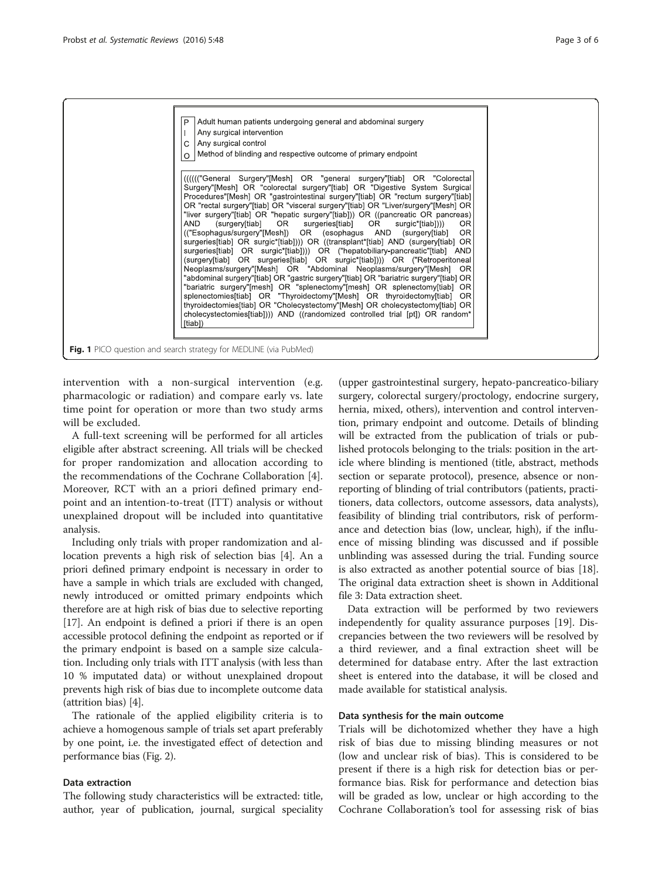| P | Adult human patients undergoing general and abdominal surgery |
|---|---|
| I | Any surgical intervention |
| C | Any surgical control |
| O | Method of blinding and respective outcome of primary endpoint |

```
((((("General Surgery"[Mesh] OR "general surgery"[tiab] OR "Colorectal Surgery"[Mesh] OR "colorectal surgery"[tiab] OR "Digestive System Surgical Procedures"[Mesh] OR "gastrointestinal surgery"[tiab] OR "rectum surgery"[tiab] OR "rectal surgery"[tiab] OR "visceral surgery"[tiab] OR "Liver/surgery"[Mesh] OR "liver surgery"[tiab] OR "hepatic surgery"[tiab])) OR ((pancreatic OR pancreas) AND (surgery[tiab] OR surgeries[tiab] OR surgic*[tiab]))) OR (("Esophagus/surgery"[Mesh]) OR (esophagus AND (surgery[tiab] OR surgeries[tiab] OR surgic*[tiab]))) OR ((transplant*[tiab] AND (surgery[tiab] OR surgeries[tiab] OR surgic*[tiab]))) OR ("hepatobiliary-pancreatic"[tiab] AND (surgery[tiab] OR surgeries[tiab] OR surgic*[tiab]))) OR ("Retroperitoneal Neoplasms/surgery"[Mesh] OR "Abdominal Neoplasms/surgery"[Mesh] OR "abdominal surgery"[tiab] OR "gastric surgery"[tiab] OR "bariatric surgery"[tiab] OR "bariatric surgery"[mesh] OR "splenectomy"[mesh] OR splenectomy[tiab] OR splenectomies[tiab] OR "Thyroidectomy"[Mesh] OR thyroidectomy[tiab] OR thyroidectomies[tiab] OR "Cholecystectomy"[Mesh] OR cholecystectomy[tiab] OR cholecystectomies[tiab]))) AND ((randomized controlled trial [pt]) OR random* [tiab])
```

**Fig. 1** PICO question and search strategy for MEDLINE (via PubMed)

intervention with a non-surgical intervention (e.g. pharmacologic or radiation) and compare early vs. late time point for operation or more than two study arms will be excluded.

A full-text screening will be performed for all articles eligible after abstract screening. All trials will be checked for proper randomization and allocation according to the recommendations of the Cochrane Collaboration [4]. Moreover, RCT with an a priori defined primary endpoint and an intention-to-treat (ITT) analysis or without unexplained dropout will be included into quantitative analysis.

Including only trials with proper randomization and allocation prevents a high risk of selection bias [4]. An a priori defined primary endpoint is necessary in order to have a sample in which trials are excluded with changed, newly introduced or omitted primary endpoints which therefore are at high risk of bias due to selective reporting [17]. An endpoint is defined a priori if there is an open accessible protocol defining the endpoint as reported or if the primary endpoint is based on a sample size calculation. Including only trials with ITT analysis (with less than 10 % imputated data) or without unexplained dropout prevents high risk of bias due to incomplete outcome data (attrition bias) [4].

The rationale of the applied eligibility criteria is to achieve a homogenous sample of trials set apart preferably by one point, i.e. the investigated effect of detection and performance bias (Fig. 2).

## Data extraction

The following study characteristics will be extracted: title, author, year of publication, journal, surgical speciality (upper gastrointestinal surgery, hepato-pancreatico-biliary surgery, colorectal surgery/proctology, endocrine surgery, hernia, mixed, others), intervention and control intervention, primary endpoint and outcome. Details of blinding will be extracted from the publication of trials or published protocols belonging to the trials: position in the article where blinding is mentioned (title, abstract, methods section or separate protocol), presence, absence or non-reporting of blinding of trial contributors (patients, practitioners, data collectors, outcome assessors, data analysts), feasibility of blinding trial contributors, risk of performance and detection bias (low, unclear, high), if the influence of missing blinding was discussed and if possible unblinding was assessed during the trial. Funding source is also extracted as another potential source of bias [18]. The original data extraction sheet is shown in Additional file 3: Data extraction sheet.

Data extraction will be performed by two reviewers independently for quality assurance purposes [19]. Discrepancies between the two reviewers will be resolved by a third reviewer, and a final extraction sheet will be determined for database entry. After the last extraction sheet is entered into the database, it will be closed and made available for statistical analysis.

## Data synthesis for the main outcome

Trials will be dichotomized whether they have a high risk of bias due to missing blinding measures or not (low and unclear risk of bias). This is considered to be present if there is a high risk for detection bias or performance bias. Risk for performance and detection bias will be graded as low, unclear or high according to the Cochrane Collaboration's tool for assessing risk of bias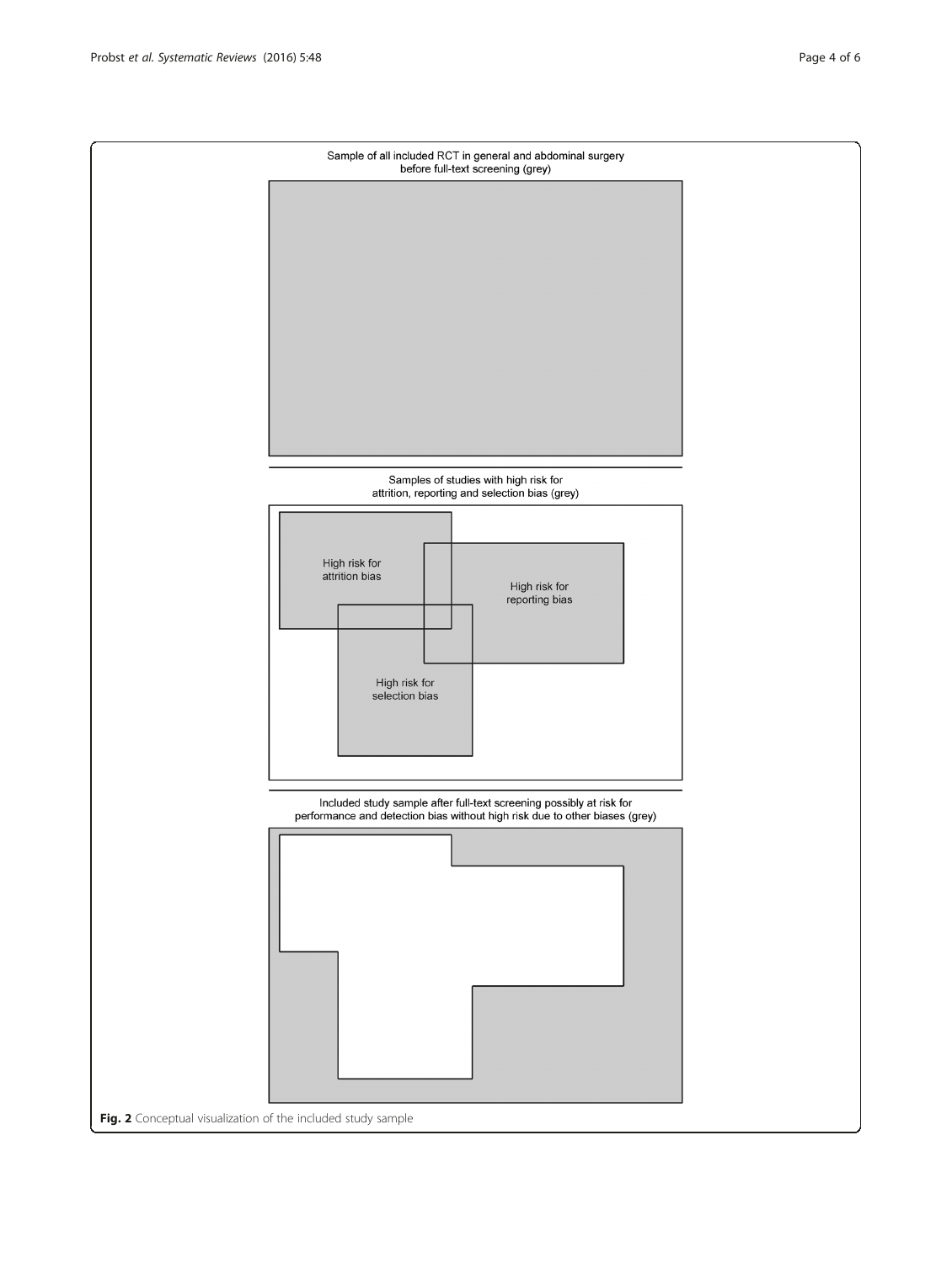Sample of all included RCT in general and abdominal surgery before full-text screening (grey)

Samples of studies with high risk for attrition, reporting and selection bias (grey)

High risk for attrition bias

High risk for reporting bias

High risk for selection bias

Included study sample after full-text screening possibly at risk for performance and detection bias without high risk due to other biases (grey)

**Fig. 2** Conceptual visualization of the included study sample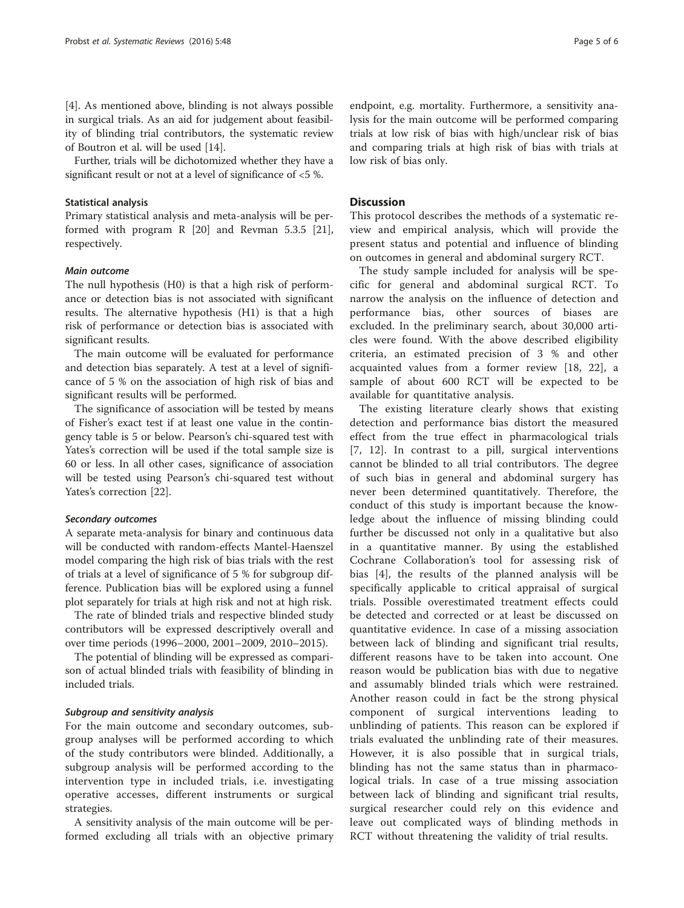[4]. As mentioned above, blinding is not always possible in surgical trials. As an aid for judgement about feasibility of blinding trial contributors, the systematic review of Boutron et al. will be used [14].

Further, trials will be dichotomized whether they have a significant result or not at a level of significance of <5 %.

#### Statistical analysis

Primary statistical analysis and meta-analysis will be performed with program R [20] and Revman 5.3.5 [21], respectively.

##### *Main outcome*

The null hypothesis (H0) is that a high risk of performance or detection bias is not associated with significant results. The alternative hypothesis (H1) is that a high risk of performance or detection bias is associated with significant results.

The main outcome will be evaluated for performance and detection bias separately. A test at a level of significance of 5 % on the association of high risk of bias and significant results will be performed.

The significance of association will be tested by means of Fisher's exact test if at least one value in the contingency table is 5 or below. Pearson's chi-squared test with Yates's correction will be used if the total sample size is 60 or less. In all other cases, significance of association will be tested using Pearson's chi-squared test without Yates's correction [22].

##### *Secondary outcomes*

A separate meta-analysis for binary and continuous data will be conducted with random-effects Mantel-Haenszel model comparing the high risk of bias trials with the rest of trials at a level of significance of 5 % for subgroup difference. Publication bias will be explored using a funnel plot separately for trials at high risk and not at high risk.

The rate of blinded trials and respective blinded study contributors will be expressed descriptively overall and over time periods (1996–2000, 2001–2009, 2010–2015).

The potential of blinding will be expressed as comparison of actual blinded trials with feasibility of blinding in included trials.

##### *Subgroup and sensitivity analysis*

For the main outcome and secondary outcomes, subgroup analyses will be performed according to which of the study contributors were blinded. Additionally, a subgroup analysis will be performed according to the intervention type in included trials, i.e. investigating operative accesses, different instruments or surgical strategies.

A sensitivity analysis of the main outcome will be performed excluding all trials with an objective primary endpoint, e.g. mortality. Furthermore, a sensitivity analysis for the main outcome will be performed comparing trials at low risk of bias with high/unclear risk of bias and comparing trials at high risk of bias with trials at low risk of bias only.

## Discussion

This protocol describes the methods of a systematic review and empirical analysis, which will provide the present status and potential and influence of blinding on outcomes in general and abdominal surgery RCT.

The study sample included for analysis will be specific for general and abdominal surgical RCT. To narrow the analysis on the influence of detection and performance bias, other sources of biases are excluded. In the preliminary search, about 30,000 articles were found. With the above described eligibility criteria, an estimated precision of 3 % and other acquainted values from a former review [18, 22], a sample of about 600 RCT will be expected to be available for quantitative analysis.

The existing literature clearly shows that existing detection and performance bias distort the measured effect from the true effect in pharmacological trials [7, 12]. In contrast to a pill, surgical interventions cannot be blinded to all trial contributors. The degree of such bias in general and abdominal surgery has never been determined quantitatively. Therefore, the conduct of this study is important because the knowledge about the influence of missing blinding could further be discussed not only in a qualitative but also in a quantitative manner. By using the established Cochrane Collaboration's tool for assessing risk of bias [4], the results of the planned analysis will be specifically applicable to critical appraisal of surgical trials. Possible overestimated treatment effects could be detected and corrected or at least be discussed on quantitative evidence. In case of a missing association between lack of blinding and significant trial results, different reasons have to be taken into account. One reason would be publication bias with due to negative and assumably blinded trials which were restrained. Another reason could in fact be the strong physical component of surgical interventions leading to unblinding of patients. This reason can be explored if trials evaluated the unblinding rate of their measures. However, it is also possible that in surgical trials, blinding has not the same status than in pharmacological trials. In case of a true missing association between lack of blinding and significant trial results, surgical researcher could rely on this evidence and leave out complicated ways of blinding methods in RCT without threatening the validity of trial results.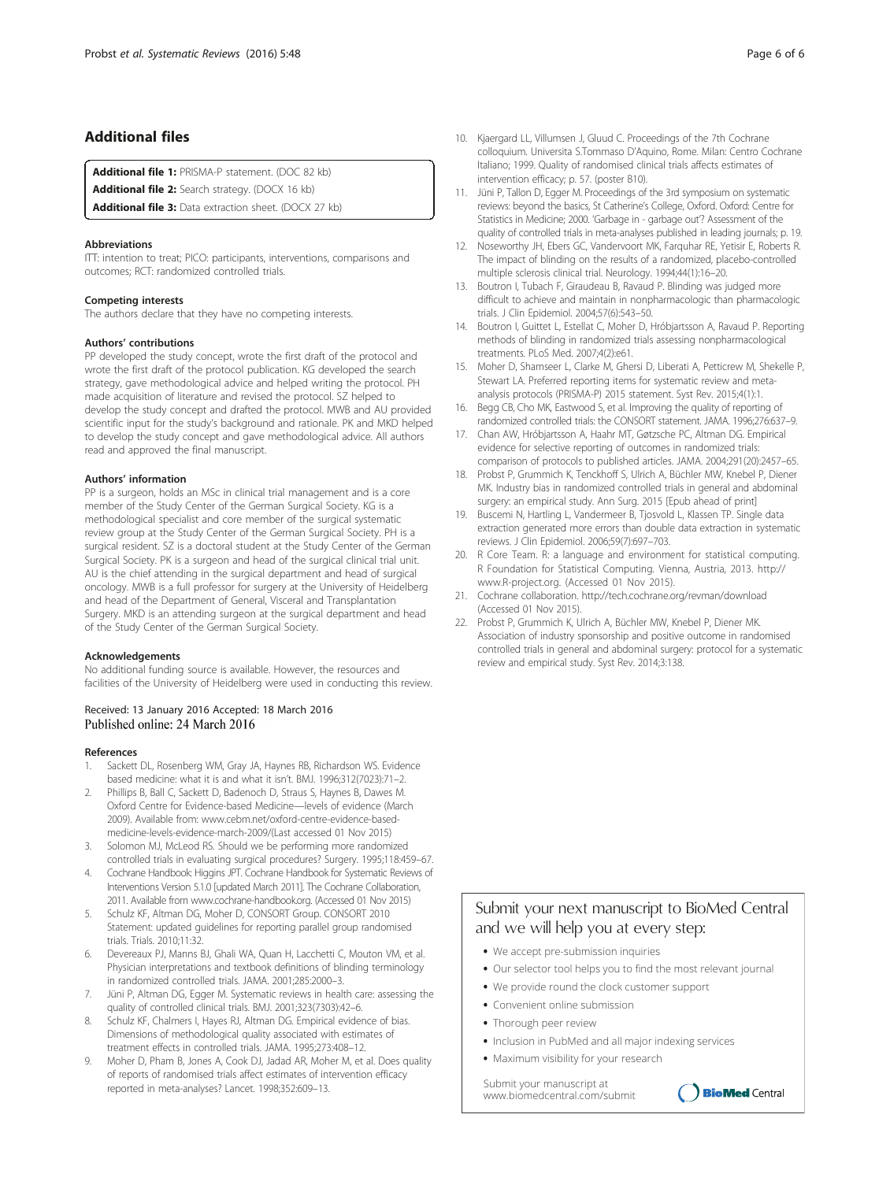## Additional files

**Additional file 1:** PRISMA-P statement. (DOC 82 kb)

**Additional file 2:** Search strategy. (DOCX 16 kb)

**Additional file 3:** Data extraction sheet. (DOCX 27 kb)

#### Abbreviations

ITT: intention to treat; PICO: participants, interventions, comparisons and outcomes; RCT: randomized controlled trials.

#### Competing interests

The authors declare that they have no competing interests.

#### Authors' contributions

PP developed the study concept, wrote the first draft of the protocol and wrote the first draft of the protocol publication. KG developed the search strategy, gave methodological advice and helped writing the protocol. PH made acquisition of literature and revised the protocol. SZ helped to develop the study concept and drafted the protocol. MWB and AU provided scientific input for the study's background and rationale. PK and MKD helped to develop the study concept and gave methodological advice. All authors read and approved the final manuscript.

#### Authors' information

PP is a surgeon, holds an MSc in clinical trial management and is a core member of the Study Center of the German Surgical Society. KG is a methodological specialist and core member of the surgical systematic review group at the Study Center of the German Surgical Society. PH is a surgical resident. SZ is a doctoral student at the Study Center of the German Surgical Society. PK is a surgeon and head of the surgical clinical trial unit. AU is the chief attending in the surgical department and head of surgical oncology. MWB is a full professor for surgery at the University of Heidelberg and head of the Department of General, Visceral and Transplantation Surgery. MKD is an attending surgeon at the surgical department and head of the Study Center of the German Surgical Society.

#### Acknowledgements

No additional funding source is available. However, the resources and facilities of the University of Heidelberg were used in conducting this review.

Received: 13 January 2016 Accepted: 18 March 2016
Published online: 24 March 2016

#### References

1. Sackett DL, Rosenberg WM, Gray JA, Haynes RB, Richardson WS. Evidence based medicine: what it is and what it isn't. BMJ. 1996;312(7023):71–2.
2. Phillips B, Ball C, Sackett D, Badenoch D, Straus S, Haynes B, Dawes M. Oxford Centre for Evidence-based Medicine—levels of evidence (March 2009). Available from: www.cebm.net/oxford-centre-evidence-based-medicine-levels-evidence-march-2009/(Last accessed 01 Nov 2015)
3. Solomon MJ, McLeod RS. Should we be performing more randomized controlled trials in evaluating surgical procedures? Surgery. 1995;118:459–67.
4. Cochrane Handbook: Higgins JPT. Cochrane Handbook for Systematic Reviews of Interventions Version 5.1.0 [updated March 2011]. The Cochrane Collaboration, 2011. Available from www.cochrane-handbook.org. (Accessed 01 Nov 2015)
5. Schulz KF, Altman DG, Moher D, CONSORT Group. CONSORT 2010 Statement: updated guidelines for reporting parallel group randomised trials. Trials. 2010;11:32.
6. Devereaux PJ, Manns BJ, Ghali WA, Quan H, Lacchetti C, Mouton VM, et al. Physician interpretations and textbook definitions of blinding terminology in randomized controlled trials. JAMA. 2001;285:2000–3.
7. Jüni P, Altman DG, Egger M. Systematic reviews in health care: assessing the quality of controlled clinical trials. BMJ. 2001;323(7303):42–6.
8. Schulz KF, Chalmers I, Hayes RJ, Altman DG. Empirical evidence of bias. Dimensions of methodological quality associated with estimates of treatment effects in controlled trials. JAMA. 1995;273:408–12.
9. Moher D, Pham B, Jones A, Cook DJ, Jadad AR, Moher M, et al. Does quality of reports of randomised trials affect estimates of intervention efficacy reported in meta-analyses? Lancet. 1998;352:609–13.
10. Kjaergard LL, Villumsen J, Gluud C. Proceedings of the 7th Cochrane colloquium. Universita S.Tommaso D'Aquino, Rome. Milan: Centro Cochrane Italiano; 1999. Quality of randomised clinical trials affects estimates of intervention efficacy; p. 57. (poster B10).
11. Jüni P, Tallon D, Egger M. Proceedings of the 3rd symposium on systematic reviews: beyond the basics, St Catherine's College, Oxford. Oxford: Centre for Statistics in Medicine; 2000. 'Garbage in - garbage out'? Assessment of the quality of controlled trials in meta-analyses published in leading journals; p. 19.
12. Noseworthy JH, Ebers GC, Vandervoort MK, Farquhar RE, Yetisir E, Roberts R. The impact of blinding on the results of a randomized, placebo-controlled multiple sclerosis clinical trial. Neurology. 1994;44(1):16–20.
13. Boutron I, Tubach F, Giraudeau B, Ravaud P. Blinding was judged more difficult to achieve and maintain in nonpharmacologic than pharmacologic trials. J Clin Epidemiol. 2004;57(6):543–50.
14. Boutron I, Guittet L, Estellat C, Moher D, Hróbjartsson A, Ravaud P. Reporting methods of blinding in randomized trials assessing nonpharmacological treatments. PLoS Med. 2007;4(2):e61.
15. Moher D, Shamseer L, Clarke M, Ghersi D, Liberati A, Petticrew M, Shekelle P, Stewart LA. Preferred reporting items for systematic review and meta-analysis protocols (PRISMA-P) 2015 statement. Syst Rev. 2015;4(1):1.
16. Begg CB, Cho MK, Eastwood S, et al. Improving the quality of reporting of randomized controlled trials: the CONSORT statement. JAMA. 1996;276:637–9.
17. Chan AW, Hróbjartsson A, Haahr MT, Gøtzsche PC, Altman DG. Empirical evidence for selective reporting of outcomes in randomized trials: comparison of protocols to published articles. JAMA. 2004;291(20):2457–65.
18. Probst P, Grummich K, Tenckhoff S, Ulrich A, Büchler MW, Knebel P, Diener MK. Industry bias in randomized controlled trials in general and abdominal surgery: an empirical study. Ann Surg. 2015 [Epub ahead of print]
19. Buscemi N, Hartling L, Vandermeer B, Tjosvold L, Klassen TP. Single data extraction generated more errors than double data extraction in systematic reviews. J Clin Epidemiol. 2006;59(7):697–703.
20. R Core Team. R: a language and environment for statistical computing. R Foundation for Statistical Computing. Vienna, Austria, 2013. http://www.R-project.org. (Accessed 01 Nov 2015).
21. Cochrane collaboration. http://tech.cochrane.org/revman/download (Accessed 01 Nov 2015).
22. Probst P, Grummich K, Ulrich A, Büchler MW, Knebel P, Diener MK. Association of industry sponsorship and positive outcome in randomised controlled trials in general and abdominal surgery: protocol for a systematic review and empirical study. Syst Rev. 2014;3:138.